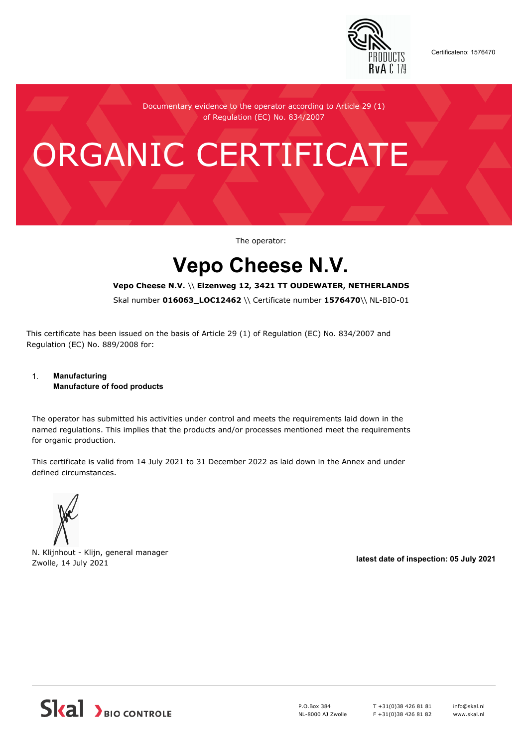Certificateno: 1576470

Documentary evidence to the operator according to Article 29 (1) of Regulation (EC) No. 834/2007

# ORGANIC CERTIFICATE

The operator:

## Vepo Cheese N.V.

**Vepo Cheese N.V.** \\ **Elzenweg 12, 3421 TT OUDEWATER, NETHERLANDS**

Skal number **016063_LOC12462** \\ Certificate number **1576470**\\ NL-BIO-01

This certificate has been issued on the basis of Article 29 (1) of Regulation (EC) No. 834/2007 and Regulation (EC) No. 889/2008 for:

1. **Manufacturing**
   **Manufacture of food products**

The operator has submitted his activities under control and meets the requirements laid down in the named regulations. This implies that the products and/or processes mentioned meet the requirements for organic production.

This certificate is valid from 14 July 2021 to 31 December 2022 as laid down in the Annex and under defined circumstances.

N. Klijnhout - Klijn, general manager
Zwolle, 14 July 2021

**latest date of inspection: 05 July 2021**

Skal BIO CONTROLE

P.O.Box 384
NL-8000 AJ Zwolle

T +31(0)38 426 81 81
F +31(0)38 426 81 82

info@skal.nl
www.skal.nl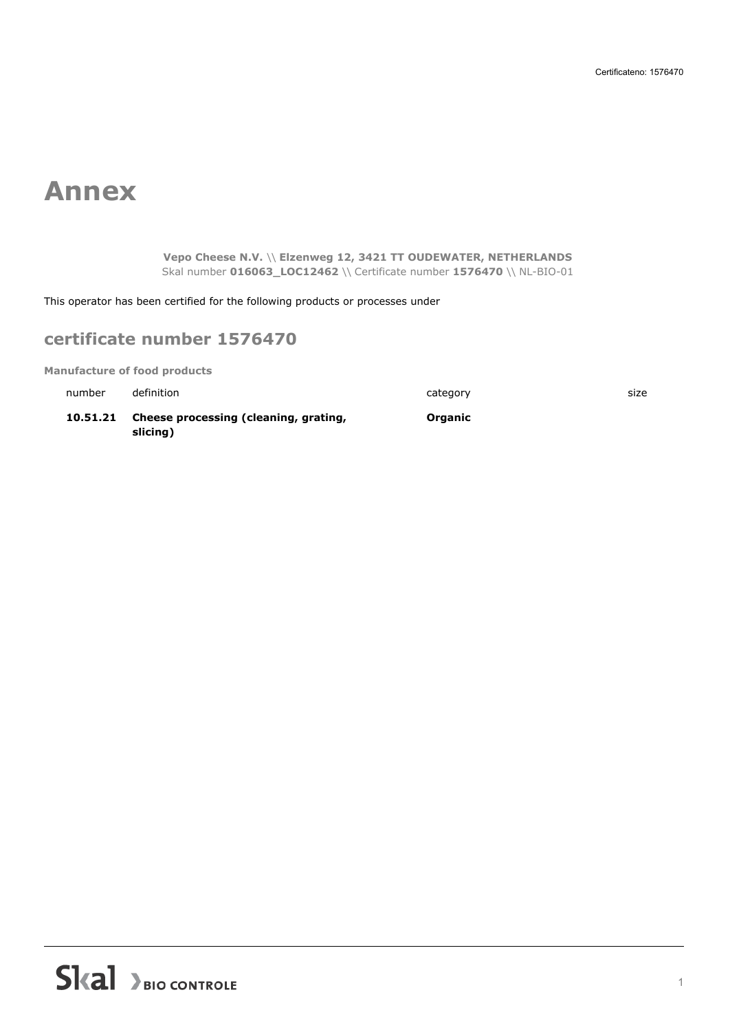# Annex

**Vepo Cheese N.V.** \\ **Elzenweg 12, 3421 TT OUDEWATER, NETHERLANDS**
Skal number **016063_LOC12462** \\ Certificate number **1576470** \\ NL-BIO-01

This operator has been certified for the following products or processes under

## certificate number 1576470

**Manufacture of food products**

| number | definition | category | size |
|---|---|---|---|
| **10.51.21** | **Cheese processing (cleaning, grating, slicing)** | **Organic** | |